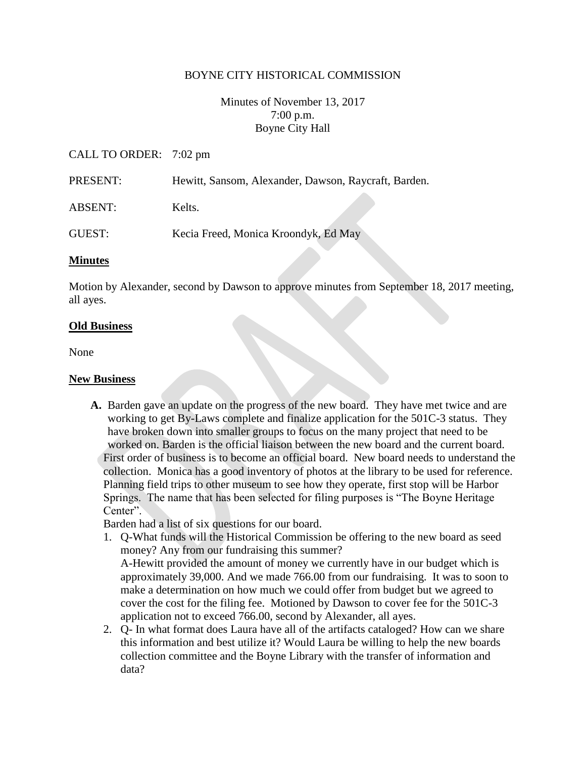BOYNE CITY HISTORICAL COMMISSION

Minutes of November 13, 2017
7:00 p.m.
Boyne City Hall

CALL TO ORDER: 7:02 pm

PRESENT: Hewitt, Sansom, Alexander, Dawson, Raycraft, Barden.

ABSENT: Kelts.

GUEST: Kecia Freed, Monica Kroondyk, Ed May

## Minutes

Motion by Alexander, second by Dawson to approve minutes from September 18, 2017 meeting, all ayes.

## Old Business

None

## New Business

**A.** Barden gave an update on the progress of the new board. They have met twice and are working to get By-Laws complete and finalize application for the 501C-3 status. They have broken down into smaller groups to focus on the many project that need to be worked on. Barden is the official liaison between the new board and the current board. First order of business is to become an official board. New board needs to understand the collection. Monica has a good inventory of photos at the library to be used for reference. Planning field trips to other museum to see how they operate, first stop will be Harbor Springs. The name that has been selected for filing purposes is "The Boyne Heritage Center".

Barden had a list of six questions for our board.

1. Q-What funds will the Historical Commission be offering to the new board as seed money? Any from our fundraising this summer?
   A-Hewitt provided the amount of money we currently have in our budget which is approximately 39,000. And we made 766.00 from our fundraising. It was to soon to make a determination on how much we could offer from budget but we agreed to cover the cost for the filing fee. Motioned by Dawson to cover fee for the 501C-3 application not to exceed 766.00, second by Alexander, all ayes.
2. Q- In what format does Laura have all of the artifacts cataloged? How can we share this information and best utilize it? Would Laura be willing to help the new boards collection committee and the Boyne Library with the transfer of information and data?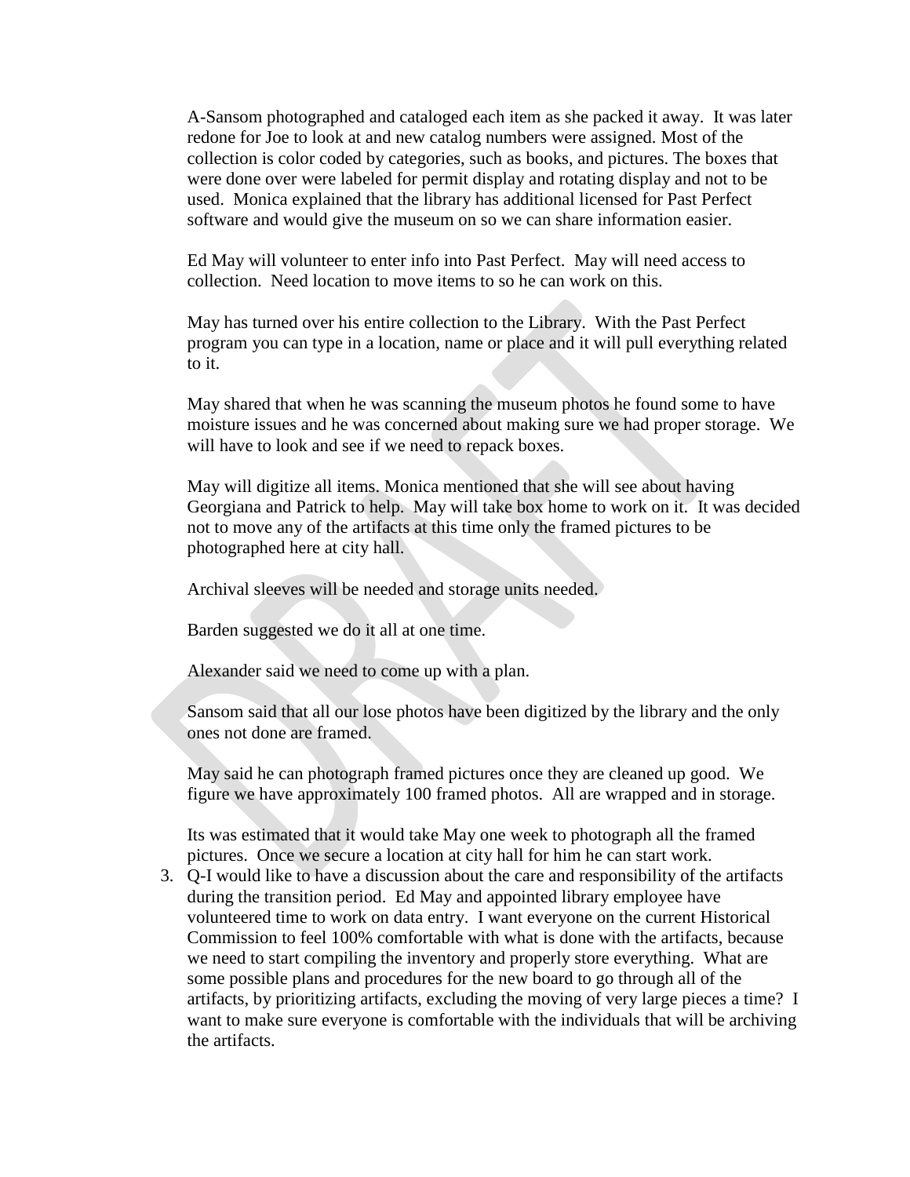A-Sansom photographed and cataloged each item as she packed it away. It was later redone for Joe to look at and new catalog numbers were assigned. Most of the collection is color coded by categories, such as books, and pictures. The boxes that were done over were labeled for permit display and rotating display and not to be used. Monica explained that the library has additional licensed for Past Perfect software and would give the museum on so we can share information easier.

Ed May will volunteer to enter info into Past Perfect. May will need access to collection. Need location to move items to so he can work on this.

May has turned over his entire collection to the Library. With the Past Perfect program you can type in a location, name or place and it will pull everything related to it.

May shared that when he was scanning the museum photos he found some to have moisture issues and he was concerned about making sure we had proper storage. We will have to look and see if we need to repack boxes.

May will digitize all items. Monica mentioned that she will see about having Georgiana and Patrick to help. May will take box home to work on it. It was decided not to move any of the artifacts at this time only the framed pictures to be photographed here at city hall.

Archival sleeves will be needed and storage units needed.

Barden suggested we do it all at one time.

Alexander said we need to come up with a plan.

Sansom said that all our lose photos have been digitized by the library and the only ones not done are framed.

May said he can photograph framed pictures once they are cleaned up good. We figure we have approximately 100 framed photos. All are wrapped and in storage.

Its was estimated that it would take May one week to photograph all the framed pictures. Once we secure a location at city hall for him he can start work.

3. Q-I would like to have a discussion about the care and responsibility of the artifacts during the transition period. Ed May and appointed library employee have volunteered time to work on data entry. I want everyone on the current Historical Commission to feel 100% comfortable with what is done with the artifacts, because we need to start compiling the inventory and properly store everything. What are some possible plans and procedures for the new board to go through all of the artifacts, by prioritizing artifacts, excluding the moving of very large pieces a time? I want to make sure everyone is comfortable with the individuals that will be archiving the artifacts.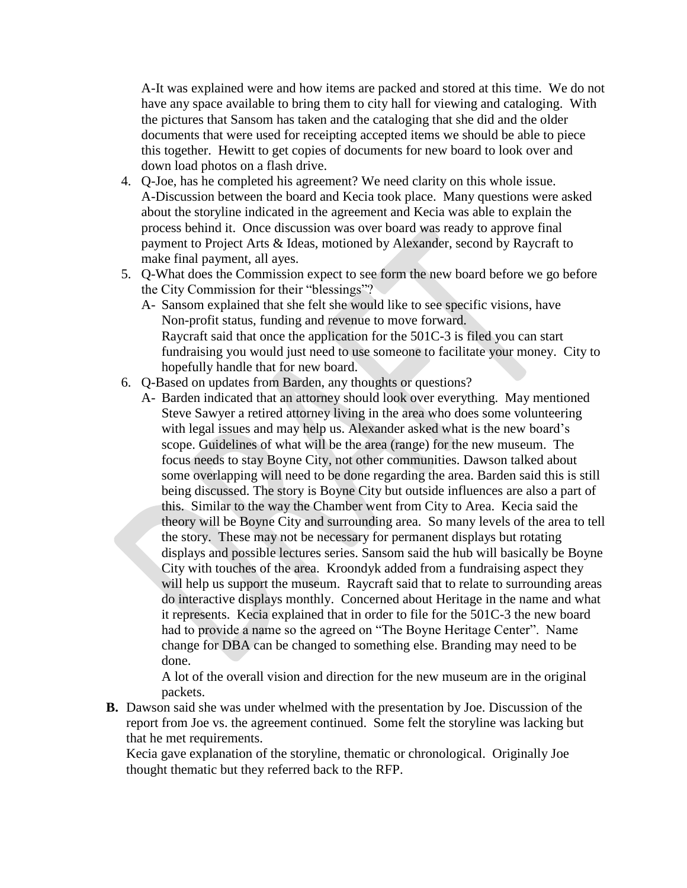A-It was explained were and how items are packed and stored at this time. We do not have any space available to bring them to city hall for viewing and cataloging. With the pictures that Sansom has taken and the cataloging that she did and the older documents that were used for receipting accepted items we should be able to piece this together. Hewitt to get copies of documents for new board to look over and down load photos on a flash drive.

4. Q-Joe, has he completed his agreement? We need clarity on this whole issue. A-Discussion between the board and Kecia took place. Many questions were asked about the storyline indicated in the agreement and Kecia was able to explain the process behind it. Once discussion was over board was ready to approve final payment to Project Arts & Ideas, motioned by Alexander, second by Raycraft to make final payment, all ayes.
5. Q-What does the Commission expect to see form the new board before we go before the City Commission for their "blessings"?
   A- Sansom explained that she felt she would like to see specific visions, have Non-profit status, funding and revenue to move forward.
   Raycraft said that once the application for the 501C-3 is filed you can start fundraising you would just need to use someone to facilitate your money. City to hopefully handle that for new board.
6. Q-Based on updates from Barden, any thoughts or questions?
   A- Barden indicated that an attorney should look over everything. May mentioned Steve Sawyer a retired attorney living in the area who does some volunteering with legal issues and may help us. Alexander asked what is the new board's scope. Guidelines of what will be the area (range) for the new museum. The focus needs to stay Boyne City, not other communities. Dawson talked about some overlapping will need to be done regarding the area. Barden said this is still being discussed. The story is Boyne City but outside influences are also a part of this. Similar to the way the Chamber went from City to Area. Kecia said the theory will be Boyne City and surrounding area. So many levels of the area to tell the story. These may not be necessary for permanent displays but rotating displays and possible lectures series. Sansom said the hub will basically be Boyne City with touches of the area. Kroondyk added from a fundraising aspect they will help us support the museum. Raycraft said that to relate to surrounding areas do interactive displays monthly. Concerned about Heritage in the name and what it represents. Kecia explained that in order to file for the 501C-3 the new board had to provide a name so the agreed on "The Boyne Heritage Center". Name change for DBA can be changed to something else. Branding may need to be done.
   A lot of the overall vision and direction for the new museum are in the original packets.

**B.** Dawson said she was under whelmed with the presentation by Joe. Discussion of the report from Joe vs. the agreement continued. Some felt the storyline was lacking but that he met requirements.
Kecia gave explanation of the storyline, thematic or chronological. Originally Joe thought thematic but they referred back to the RFP.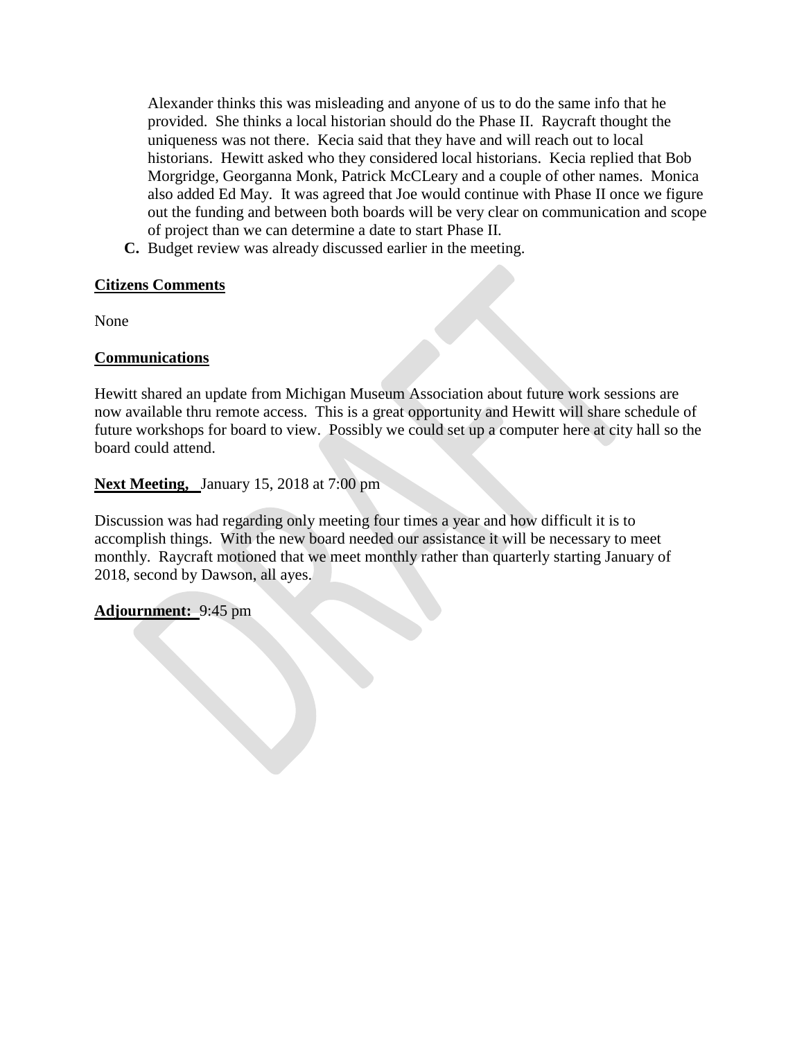Alexander thinks this was misleading and anyone of us to do the same info that he provided. She thinks a local historian should do the Phase II. Raycraft thought the uniqueness was not there. Kecia said that they have and will reach out to local historians. Hewitt asked who they considered local historians. Kecia replied that Bob Morgridge, Georganna Monk, Patrick McCLeary and a couple of other names. Monica also added Ed May. It was agreed that Joe would continue with Phase II once we figure out the funding and between both boards will be very clear on communication and scope of project than we can determine a date to start Phase II.

**C.** Budget review was already discussed earlier in the meeting.

**<u>Citizens Comments</u>**

None

**<u>Communications</u>**

Hewitt shared an update from Michigan Museum Association about future work sessions are now available thru remote access. This is a great opportunity and Hewitt will share schedule of future workshops for board to view. Possibly we could set up a computer here at city hall so the board could attend.

**<u>Next Meeting,</u>** January 15, 2018 at 7:00 pm

Discussion was had regarding only meeting four times a year and how difficult it is to accomplish things. With the new board needed our assistance it will be necessary to meet monthly. Raycraft motioned that we meet monthly rather than quarterly starting January of 2018, second by Dawson, all ayes.

**<u>Adjournment:</u>** 9:45 pm